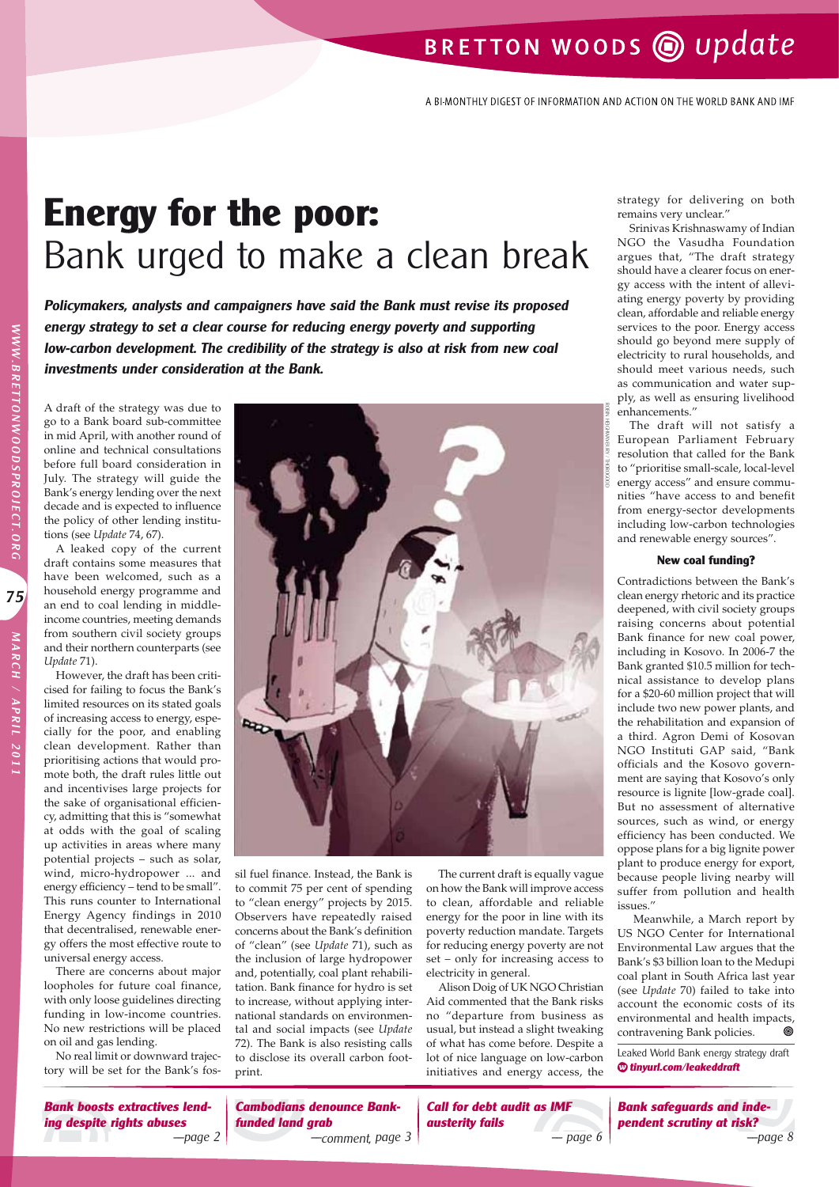# Energy for the poor: Bank urged to make a clean break

***Policymakers, analysts and campaigners have said the Bank must revise its proposed energy strategy to set a clear course for reducing energy poverty and supporting low-carbon development. The credibility of the strategy is also at risk from new coal investments under consideration at the Bank.***

A draft of the strategy was due to go to a Bank board sub-committee in mid April, with another round of online and technical consultations before full board consideration in July. The strategy will guide the Bank's energy lending over the next decade and is expected to influence the policy of other lending institutions (see *Update* 74, 67).

A leaked copy of the current draft contains some measures that have been welcomed, such as a household energy programme and an end to coal lending in middle-income countries, meeting demands from southern civil society groups and their northern counterparts (see *Update* 71).

However, the draft has been criticised for failing to focus the Bank's limited resources on its stated goals of increasing access to energy, especially for the poor, and enabling clean development. Rather than prioritising actions that would promote both, the draft rules little out and incentivises large projects for the sake of organisational efficiency, admitting that this is "somewhat at odds with the goal of scaling up activities in areas where many potential projects – such as solar, wind, micro-hydropower ... and energy efficiency – tend to be small". This runs counter to International Energy Agency findings in 2010 that decentralised, renewable energy offers the most effective route to universal energy access.

There are concerns about major loopholes for future coal finance, with only loose guidelines directing funding in low-income countries. No new restrictions will be placed on oil and gas lending.

No real limit or downward trajectory will be set for the Bank's fossil fuel finance. Instead, the Bank is to commit 75 per cent of spending to "clean energy" projects by 2015. Observers have repeatedly raised concerns about the Bank's definition of "clean" (see *Update* 71), such as the inclusion of large hydropower and, potentially, coal plant rehabilitation. Bank finance for hydro is set to increase, without applying international standards on environmental and social impacts (see *Update* 72). The Bank is also resisting calls to disclose its overall carbon footprint.

The current draft is equally vague on how the Bank will improve access to clean, affordable and reliable energy for the poor in line with its poverty reduction mandate. Targets for reducing energy poverty are not set – only for increasing access to electricity in general.

Alison Doig of UK NGO Christian Aid commented that the Bank risks no "departure from business as usual, but instead a slight tweaking of what has come before. Despite a lot of nice language on low-carbon initiatives and energy access, the strategy for delivering on both remains very unclear."

Srinivas Krishnaswamy of Indian NGO the Vasudha Foundation argues that, "The draft strategy should have a clearer focus on energy access with the intent of alleviating energy poverty by providing clean, affordable and reliable energy services to the poor. Energy access should go beyond mere supply of electricity to rural households, and should meet various needs, such as communication and water supply, as well as ensuring livelihood enhancements."

The draft will not satisfy a European Parliament February resolution that called for the Bank to "prioritise small-scale, local-level energy access" and ensure communities "have access to and benefit from energy-sector developments including low-carbon technologies and renewable energy sources".

### New coal funding?

Contradictions between the Bank's clean energy rhetoric and its practice deepened, with civil society groups raising concerns about potential Bank finance for new coal power, including in Kosovo. In 2006-7 the Bank granted $10.5 million for technical assistance to develop plans for a $20-60 million project that will include two new power plants, and the rehabilitation and expansion of a third. Agron Demi of Kosovan NGO Instituti GAP said, "Bank officials and the Kosovo government are saying that Kosovo's only resource is lignite [low-grade coal]. But no assessment of alternative sources, such as wind, or energy efficiency has been conducted. We oppose plans for a big lignite power plant to produce energy for export, because people living nearby will suffer from pollution and health issues."

Meanwhile, a March report by US NGO Center for International Environmental Law argues that the Bank's $3 billion loan to the Medupi coal plant in South Africa last year (see *Update* 70) failed to take into account the economic costs of its environmental and health impacts, contravening Bank policies.

Leaked World Bank energy strategy draft
**tinyurl.com/leakeddraft**

---

***Bank boosts extractives lending despite rights abuses*** —*page 2*

***Cambodians denounce Bank-funded land grab*** —*comment, page 3*

***Call for debt audit as IMF austerity fails*** — *page 6*

***Bank safeguards and independent scrutiny at risk?*** —*page 8*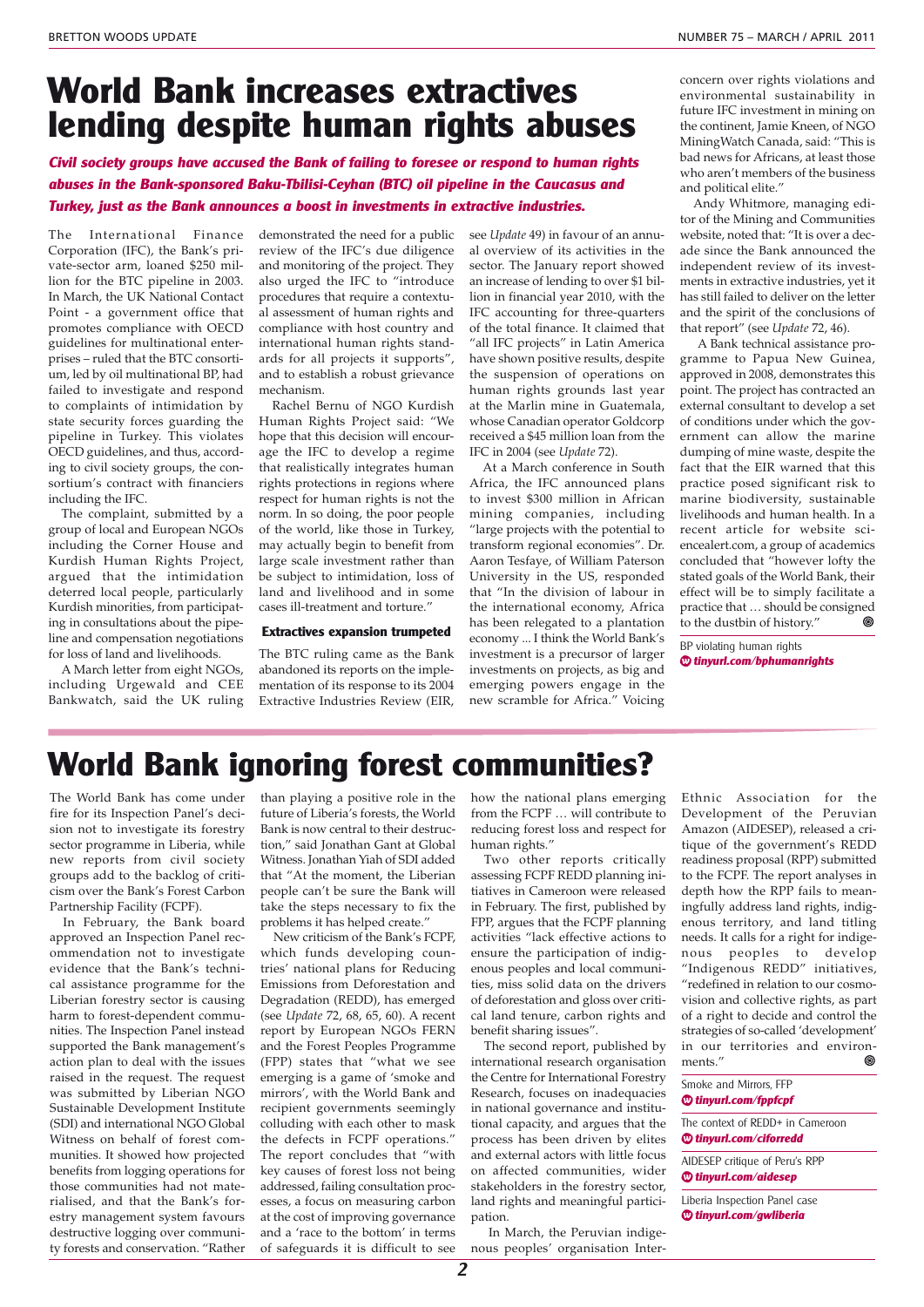# World Bank increases extractives lending despite human rights abuses

***Civil society groups have accused the Bank of failing to foresee or respond to human rights abuses in the Bank-sponsored Baku-Tbilisi-Ceyhan (BTC) oil pipeline in the Caucasus and Turkey, just as the Bank announces a boost in investments in extractive industries.***

The International Finance Corporation (IFC), the Bank's private-sector arm, loaned $250 million for the BTC pipeline in 2003. In March, the UK National Contact Point - a government office that promotes compliance with OECD guidelines for multinational enterprises – ruled that the BTC consortium, led by oil multinational BP, had failed to investigate and respond to complaints of intimidation by state security forces guarding the pipeline in Turkey. This violates OECD guidelines, and thus, according to civil society groups, the consortium's contract with financiers including the IFC.

The complaint, submitted by a group of local and European NGOs including the Corner House and Kurdish Human Rights Project, argued that the intimidation deterred local people, particularly Kurdish minorities, from participating in consultations about the pipeline and compensation negotiations for loss of land and livelihoods.

A March letter from eight NGOs, including Urgewald and CEE Bankwatch, said the UK ruling demonstrated the need for a public review of the IFC's due diligence and monitoring of the project. They also urged the IFC to "introduce procedures that require a contextual assessment of human rights and compliance with host country and international human rights standards for all projects it supports", and to establish a robust grievance mechanism.

Rachel Bernu of NGO Kurdish Human Rights Project said: "We hope that this decision will encourage the IFC to develop a regime that realistically integrates human rights protections in regions where respect for human rights is not the norm. In so doing, the poor people of the world, like those in Turkey, may actually begin to benefit from large scale investment rather than be subject to intimidation, loss of land and livelihood and in some cases ill-treatment and torture."

### Extractives expansion trumpeted

The BTC ruling came as the Bank abandoned its reports on the implementation of its response to its 2004 Extractive Industries Review (EIR, see *Update* 49) in favour of an annual overview of its activities in the sector. The January report showed an increase of lending to over $1 billion in financial year 2010, with the IFC accounting for three-quarters of the total finance. It claimed that "all IFC projects" in Latin America have shown positive results, despite the suspension of operations on human rights grounds last year at the Marlin mine in Guatemala, whose Canadian operator Goldcorp received a $45 million loan from the IFC in 2004 (see *Update* 72).

At a March conference in South Africa, the IFC announced plans to invest $300 million in African mining companies, including "large projects with the potential to transform regional economies". Dr. Aaron Tesfaye, of William Paterson University in the US, responded that "In the division of labour in the international economy, Africa has been relegated to a plantation economy ... I think the World Bank's investment is a precursor of larger investments on projects, as big and emerging powers engage in the new scramble for Africa." Voicing concern over rights violations and environmental sustainability in future IFC investment in mining on the continent, Jamie Kneen, of NGO MiningWatch Canada, said: "This is bad news for Africans, at least those who aren't members of the business and political elite."

Andy Whitmore, managing editor of the Mining and Communities website, noted that: "It is over a decade since the Bank announced the independent review of its investments in extractive industries, yet it has still failed to deliver on the letter and the spirit of the conclusions of that report" (see *Update* 72, 46).

A Bank technical assistance programme to Papua New Guinea, approved in 2008, demonstrates this point. The project has contracted an external consultant to develop a set of conditions under which the government can allow the marine dumping of mine waste, despite the fact that the EIR warned that this practice posed significant risk to marine biodiversity, sustainable livelihoods and human health. In a recent article for website sciencealert.com, a group of academics concluded that "however lofty the stated goals of the World Bank, their effect will be to simply facilitate a practice that … should be consigned to the dustbin of history."

BP violating human rights
***tinyurl.com/bphumanrights***

# World Bank ignoring forest communities?

The World Bank has come under fire for its Inspection Panel's decision not to investigate its forestry sector programme in Liberia, while new reports from civil society groups add to the backlog of criticism over the Bank's Forest Carbon Partnership Facility (FCPF).

In February, the Bank board approved an Inspection Panel recommendation not to investigate evidence that the Bank's technical assistance programme for the Liberian forestry sector is causing harm to forest-dependent communities. The Inspection Panel instead supported the Bank management's action plan to deal with the issues raised in the request. The request was submitted by Liberian NGO Sustainable Development Institute (SDI) and international NGO Global Witness on behalf of forest communities. It showed how projected benefits from logging operations for those communities had not materialised, and that the Bank's forestry management system favours destructive logging over community forests and conservation. "Rather than playing a positive role in the future of Liberia's forests, the World Bank is now central to their destruction," said Jonathan Gant at Global Witness. Jonathan Yiah of SDI added that "At the moment, the Liberian people can't be sure the Bank will take the steps necessary to fix the problems it has helped create."

New criticism of the Bank's FCPF, which funds developing countries' national plans for Reducing Emissions from Deforestation and Degradation (REDD), has emerged (see *Update* 72, 68, 65, 60). A recent report by European NGOs FERN and the Forest Peoples Programme (FPP) states that "what we see emerging is a game of 'smoke and mirrors', with the World Bank and recipient governments seemingly colluding with each other to mask the defects in FCPF operations." The report concludes that "with key causes of forest loss not being addressed, failing consultation processes, a focus on measuring carbon at the cost of improving governance and a 'race to the bottom' in terms of safeguards it is difficult to see how the national plans emerging from the FCPF … will contribute to reducing forest loss and respect for human rights."

Two other reports critically assessing FCPF REDD planning initiatives in Cameroon were released in February. The first, published by FPP, argues that the FCPF planning activities "lack effective actions to ensure the participation of indigenous peoples and local communities, miss solid data on the drivers of deforestation and gloss over critical land tenure, carbon rights and benefit sharing issues".

The second report, published by international research organisation the Centre for International Forestry Research, focuses on inadequacies in national governance and institutional capacity, and argues that the process has been driven by elites and external actors with little focus on affected communities, wider stakeholders in the forestry sector, land rights and meaningful participation.

In March, the Peruvian indigenous peoples' organisation Inter-Ethnic Association for the Development of the Peruvian Amazon (AIDESEP), released a critique of the government's REDD readiness proposal (RPP) submitted to the FCPF. The report analyses in depth how the RPP fails to meaningfully address land rights, indigenous territory, and land titling needs. It calls for a right for indigenous peoples to develop "Indigenous REDD" initiatives, "redefined in relation to our cosmovision and collective rights, as part of a right to decide and control the strategies of so-called 'development' in our territories and environments."

Smoke and Mirrors, FFP
***tinyurl.com/fppfcpf***

The context of REDD+ in Cameroon
***tinyurl.com/ciforredd***

AIDESEP critique of Peru's RPP
***tinyurl.com/aidesep***

Liberia Inspection Panel case
***tinyurl.com/gwliberia***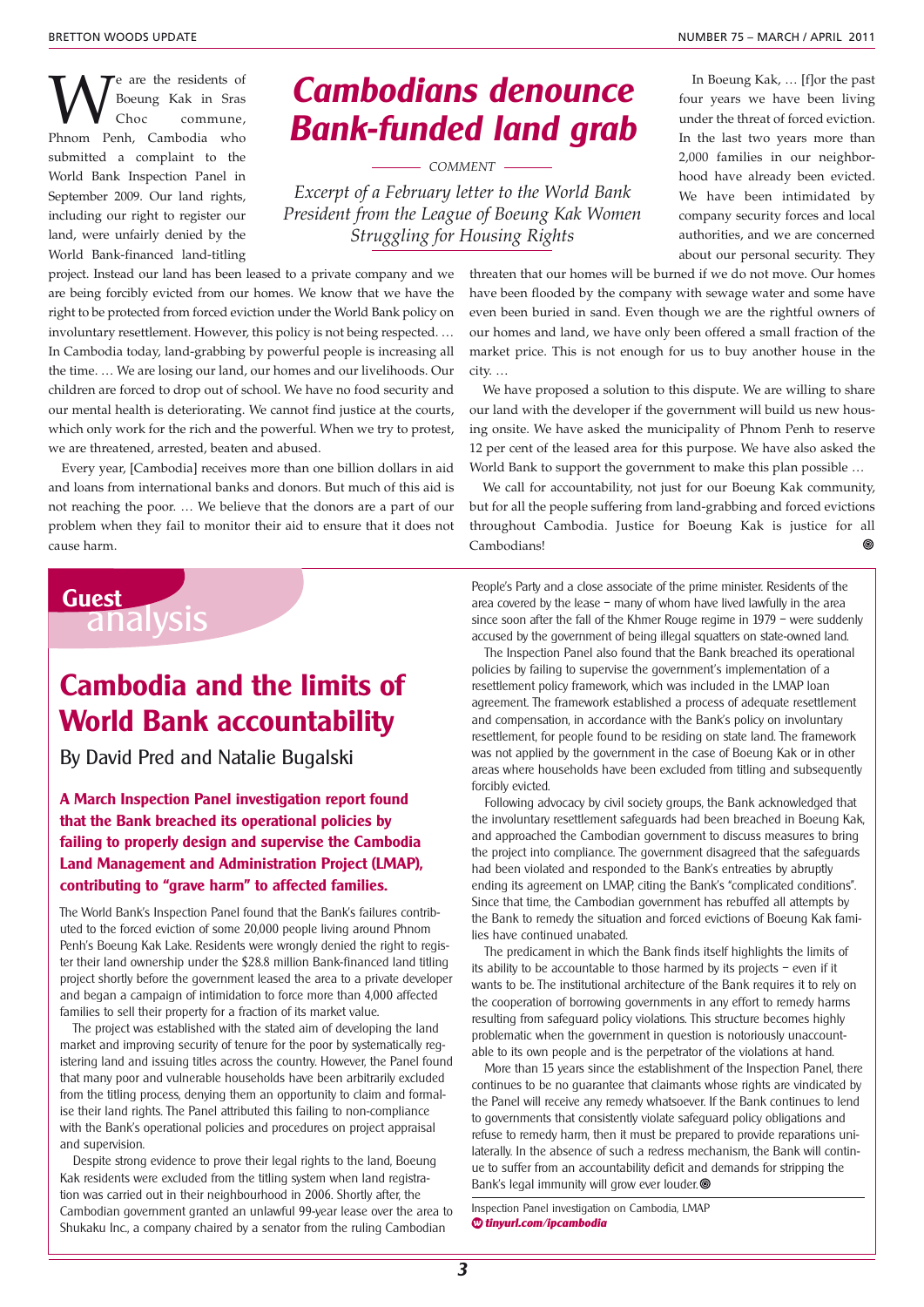# Cambodians denounce Bank-funded land grab

COMMENT

*Excerpt of a February letter to the World Bank President from the League of Boeung Kak Women Struggling for Housing Rights*

We are the residents of Boeung Kak in Sras Choc commune, Phnom Penh, Cambodia who submitted a complaint to the World Bank Inspection Panel in September 2009. Our land rights, including our right to register our land, were unfairly denied by the World Bank-financed land-titling project. Instead our land has been leased to a private company and we are being forcibly evicted from our homes. We know that we have the right to be protected from forced eviction under the World Bank policy on involuntary resettlement. However, this policy is not being respected. … In Cambodia today, land-grabbing by powerful people is increasing all the time. … We are losing our land, our homes and our livelihoods. Our children are forced to drop out of school. We have no food security and our mental health is deteriorating. We cannot find justice at the courts, which only work for the rich and the powerful. When we try to protest, we are threatened, arrested, beaten and abused.

Every year, [Cambodia] receives more than one billion dollars in aid and loans from international banks and donors. But much of this aid is not reaching the poor. … We believe that the donors are a part of our problem when they fail to monitor their aid to ensure that it does not cause harm.

In Boeung Kak, … [f]or the past four years we have been living under the threat of forced eviction. In the last two years more than 2,000 families in our neighborhood have already been evicted. We have been intimidated by company security forces and local authorities, and we are concerned about our personal security. They threaten that our homes will be burned if we do not move. Our homes have been flooded by the company with sewage water and some have even been buried in sand. Even though we are the rightful owners of our homes and land, we have only been offered a small fraction of the market price. This is not enough for us to buy another house in the city. …

We have proposed a solution to this dispute. We are willing to share our land with the developer if the government will build us new housing onsite. We have asked the municipality of Phnom Penh to reserve 12 per cent of the leased area for this purpose. We have also asked the World Bank to support the government to make this plan possible …

We call for accountability, not just for our Boeung Kak community, but for all the people suffering from land-grabbing and forced evictions throughout Cambodia. Justice for Boeung Kak is justice for all Cambodians!

**Guest** analysis

## Cambodia and the limits of World Bank accountability

By David Pred and Natalie Bugalski

**A March Inspection Panel investigation report found that the Bank breached its operational policies by failing to properly design and supervise the Cambodia Land Management and Administration Project (LMAP), contributing to "grave harm" to affected families.**

The World Bank's Inspection Panel found that the Bank's failures contributed to the forced eviction of some 20,000 people living around Phnom Penh's Boeung Kak Lake. Residents were wrongly denied the right to register their land ownership under the $28.8 million Bank-financed land titling project shortly before the government leased the area to a private developer and began a campaign of intimidation to force more than 4,000 affected families to sell their property for a fraction of its market value.

The project was established with the stated aim of developing the land market and improving security of tenure for the poor by systematically registering land and issuing titles across the country. However, the Panel found that many poor and vulnerable households have been arbitrarily excluded from the titling process, denying them an opportunity to claim and formalise their land rights. The Panel attributed this failing to non-compliance with the Bank's operational policies and procedures on project appraisal and supervision.

Despite strong evidence to prove their legal rights to the land, Boeung Kak residents were excluded from the titling system when land registration was carried out in their neighbourhood in 2006. Shortly after, the Cambodian government granted an unlawful 99-year lease over the area to Shukaku Inc., a company chaired by a senator from the ruling Cambodian People's Party and a close associate of the prime minister. Residents of the area covered by the lease – many of whom have lived lawfully in the area since soon after the fall of the Khmer Rouge regime in 1979 – were suddenly accused by the government of being illegal squatters on state-owned land.

The Inspection Panel also found that the Bank breached its operational policies by failing to supervise the government's implementation of a resettlement policy framework, which was included in the LMAP loan agreement. The framework established a process of adequate resettlement and compensation, in accordance with the Bank's policy on involuntary resettlement, for people found to be residing on state land. The framework was not applied by the government in the case of Boeung Kak or in other areas where households have been excluded from titling and subsequently forcibly evicted.

Following advocacy by civil society groups, the Bank acknowledged that the involuntary resettlement safeguards had been breached in Boeung Kak, and approached the Cambodian government to discuss measures to bring the project into compliance. The government disagreed that the safeguards had been violated and responded to the Bank's entreaties by abruptly ending its agreement on LMAP, citing the Bank's "complicated conditions". Since that time, the Cambodian government has rebuffed all attempts by the Bank to remedy the situation and forced evictions of Boeung Kak families have continued unabated.

The predicament in which the Bank finds itself highlights the limits of its ability to be accountable to those harmed by its projects – even if it wants to be. The institutional architecture of the Bank requires it to rely on the cooperation of borrowing governments in any effort to remedy harms resulting from safeguard policy violations. This structure becomes highly problematic when the government in question is notoriously unaccountable to its own people and is the perpetrator of the violations at hand.

More than 15 years since the establishment of the Inspection Panel, there continues to be no guarantee that claimants whose rights are vindicated by the Panel will receive any remedy whatsoever. If the Bank continues to lend to governments that consistently violate safeguard policy obligations and refuse to remedy harm, then it must be prepared to provide reparations unilaterally. In the absence of such a redress mechanism, the Bank will continue to suffer from an accountability deficit and demands for stripping the Bank's legal immunity will grow ever louder.

Inspection Panel investigation on Cambodia, LMAP
*tinyurl.com/ipcambodia*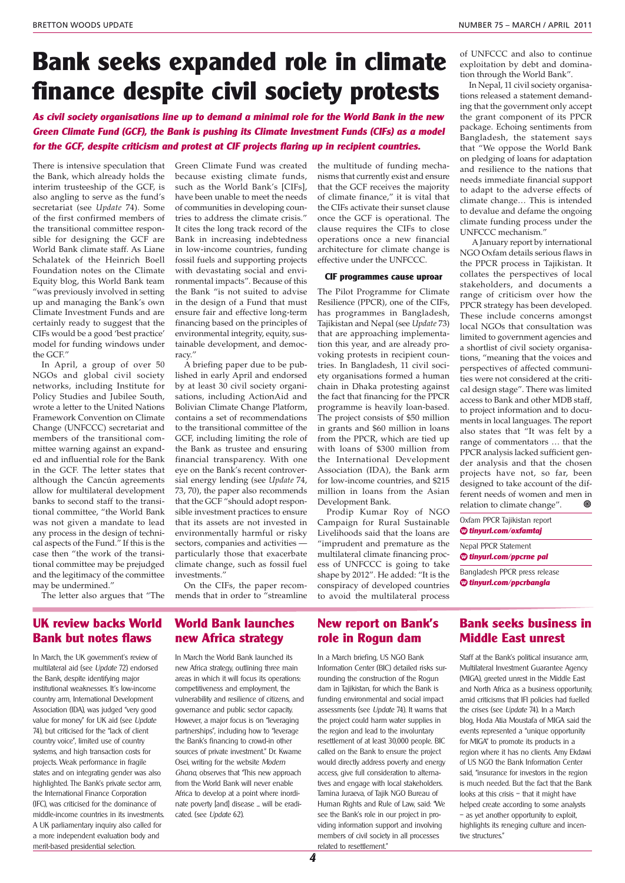# Bank seeks expanded role in climate finance despite civil society protests

***As civil society organisations line up to demand a minimal role for the World Bank in the new Green Climate Fund (GCF), the Bank is pushing its Climate Investment Funds (CIFs) as a model for the GCF, despite criticism and protest at CIF projects flaring up in recipient countries.***

There is intensive speculation that the Bank, which already holds the interim trusteeship of the GCF, is also angling to serve as the fund's secretariat (see *Update* 74). Some of the first confirmed members of the transitional committee responsible for designing the GCF are World Bank climate staff. As Liane Schalatek of the Heinrich Boell Foundation notes on the Climate Equity blog, this World Bank team "was previously involved in setting up and managing the Bank's own Climate Investment Funds and are certainly ready to suggest that the CIFs would be a good 'best practice' model for funding windows under the GCF."

In April, a group of over 50 NGOs and global civil society networks, including Institute for Policy Studies and Jubilee South, wrote a letter to the United Nations Framework Convention on Climate Change (UNFCCC) secretariat and members of the transitional committee warning against an expanded and influential role for the Bank in the GCF. The letter states that although the Cancún agreements allow for multilateral development banks to second staff to the transitional committee, "the World Bank was not given a mandate to lead any process in the design of technical aspects of the Fund." If this is the case then "the work of the transitional committee may be prejudged and the legitimacy of the committee may be undermined."

The letter also argues that "The Green Climate Fund was created because existing climate funds, such as the World Bank's [CIFs], have been unable to meet the needs of communities in developing countries to address the climate crisis." It cites the long track record of the Bank in increasing indebtedness in low-income countries, funding fossil fuels and supporting projects with devastating social and environmental impacts". Because of this the Bank "is not suited to advise in the design of a Fund that must ensure fair and effective long-term financing based on the principles of environmental integrity, equity, sustainable development, and democracy."

A briefing paper due to be published in early April and endorsed by at least 30 civil society organisations, including ActionAid and Bolivian Climate Change Platform, contains a set of recommendations to the transitional committee of the GCF, including limiting the role of the Bank as trustee and ensuring financial transparency. With one eye on the Bank's recent controversial energy lending (see *Update* 74, 73, 70), the paper also recommends that the GCF "should adopt responsible investment practices to ensure that its assets are not invested in environmentally harmful or risky sectors, companies and activities — particularly those that exacerbate climate change, such as fossil fuel investments."

On the CIFs, the paper recommends that in order to "streamline the multitude of funding mechanisms that currently exist and ensure that the GCF receives the majority of climate finance," it is vital that the CIFs activate their sunset clause once the GCF is operational. The clause requires the CIFs to close operations once a new financial architecture for climate change is effective under the UNFCCC.

### CIF programmes cause uproar

The Pilot Programme for Climate Resilience (PPCR), one of the CIFs, has programmes in Bangladesh, Tajikistan and Nepal (see *Update* 73) that are approaching implementation this year, and are already provoking protests in recipient countries. In Bangladesh, 11 civil society organisations formed a human chain in Dhaka protesting against the fact that financing for the PPCR programme is heavily loan-based. The project consists of $50 million in grants and $60 million in loans from the PPCR, which are tied up with loans of $300 million from the International Development Association (IDA), the Bank arm for low-income countries, and $215 million in loans from the Asian Development Bank.

Prodip Kumar Roy of NGO Campaign for Rural Sustainable Livelihoods said that the loans are "imprudent and premature as the multilateral climate financing process of UNFCCC is going to take shape by 2012". He added: "It is the conspiracy of developed countries to avoid the multilateral process of UNFCCC and also to continue exploitation by debt and domination through the World Bank".

In Nepal, 11 civil society organisations released a statement demanding that the government only accept the grant component of its PPCR package. Echoing sentiments from Bangladesh, the statement says that "We oppose the World Bank on pledging of loans for adaptation and resilience to the nations that needs immediate financial support to adapt to the adverse effects of climate change… This is intended to devalue and defame the ongoing climate funding process under the UNFCCC mechanism."

A January report by international NGO Oxfam details serious flaws in the PPCR process in Tajikistan. It collates the perspectives of local stakeholders, and documents a range of criticism over how the PPCR strategy has been developed. These include concerns amongst local NGOs that consultation was limited to government agencies and a shortlist of civil society organisations, "meaning that the voices and perspectives of affected communities were not considered at the critical design stage". There was limited access to Bank and other MDB staff, to project information and to documents in local languages. The report also states that "It was felt by a range of commentators … that the PPCR analysis lacked sufficient gender analysis and that the chosen projects have not, so far, been designed to take account of the different needs of women and men in relation to climate change".

Oxfam PPCR Tajikistan report
***tinyurl.com/oxfamtaj***

Nepal PPCR Statement
***tinyurl.com/ppcrne pal***

Bangladesh PPCR press release
***tinyurl.com/ppcrbangla***

## UK review backs World Bank but notes flaws

In March, the UK government's review of multilateral aid (see *Update* 72) endorsed the Bank, despite identifying major institutional weaknesses. It's low-income country arm, International Development Association (IDA), was judged "very good value for money" for UK aid (see *Update* 74), but criticised for the "lack of client country voice", limited use of country systems, and high transaction costs for projects. Weak performance in fragile states and on integrating gender was also highlighted. The Bank's private sector arm, the International Finance Corporation (IFC), was criticised for the dominance of middle-income countries in its investments. A UK parliamentary inquiry also called for a more independent evaluation body and merit-based presidential selection.

## World Bank launches new Africa strategy

In March the World Bank launched its new Africa strategy, outlining three main areas in which it will focus its operations: competitiveness and employment, the vulnerability and resilience of citizens, and governance and public sector capacity. However, a major focus is on "leveraging partnerships", including how to "leverage the Bank's financing to crowd-in other sources of private investment." Dr. Kwame Osei, writing for the website *Modern Ghana*, observes that "This new approach from the World Bank will never enable Africa to develop at a point where inordinate poverty [and] disease … will be eradicated. (see *Update* 62).

## New report on Bank's role in Rogun dam

In a March briefing, US NGO Bank Information Center (BIC) detailed risks surrounding the construction of the Rogun dam in Tajikistan, for which the Bank is funding environmental and social impact assessments (see *Update* 74). It warns that the project could harm water supplies in the region and lead to the involuntary resettlement of at least 30,000 people. BIC called on the Bank to ensure the project would directly address poverty and energy access, give full consideration to alternatives and engage with local stakeholders. Tamina Juraeva, of Tajik NGO Bureau of Human Rights and Rule of Law, said: "We see the Bank's role in our project in providing information support and involving members of civil society in all processes related to resettlement."

## Bank seeks business in Middle East unrest

Staff at the Bank's political insurance arm, Multilateral Investment Guarantee Agency (MIGA), greeted unrest in the Middle East and North Africa as a business opportunity, amid criticisms that IFI policies had fuelled the crises (see *Update* 74). In a March blog, Hoda Atia Moustafa of MIGA said the events represented a "unique opportunity for MIGA" to promote its products in a region where it has no clients. Amy Ekdawi of US NGO the Bank Information Center said, "insurance for investors in the region is much needed. But the fact that the Bank looks at this crisis – that it might have helped create according to some analysts – as yet another opportunity to exploit, highlights its reneging culture and incentive structures."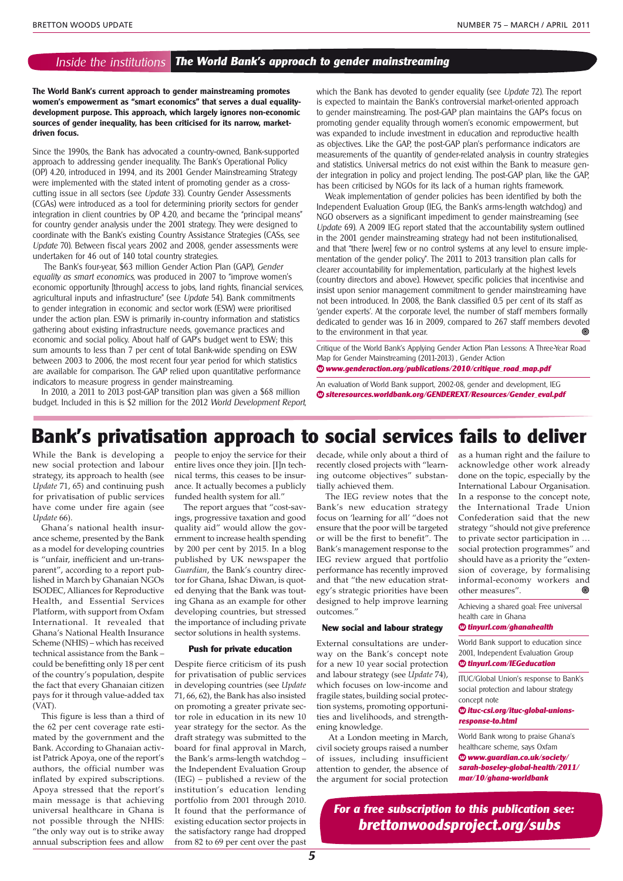## Inside the institutions — The World Bank's approach to gender mainstreaming

**The World Bank's current approach to gender mainstreaming promotes women's empowerment as "smart economics" that serves a dual equality-development purpose. This approach, which largely ignores non-economic sources of gender inequality, has been criticised for its narrow, market-driven focus.**

Since the 1990s, the Bank has advocated a country-owned, Bank-supported approach to addressing gender inequality. The Bank's Operational Policy (OP) 4.20, introduced in 1994, and its 2001 Gender Mainstreaming Strategy were implemented with the stated intent of promoting gender as a cross-cutting issue in all sectors (see *Update* 33). Country Gender Assessments (CGAs) were introduced as a tool for determining priority sectors for gender integration in client countries by OP 4.20, and became the "principal means" for country gender analysis under the 2001 strategy. They were designed to coordinate with the Bank's existing Country Assistance Strategies (CASs, see *Update* 70). Between fiscal years 2002 and 2008, gender assessments were undertaken for 46 out of 140 total country strategies.

The Bank's four-year, $63 million Gender Action Plan (GAP), *Gender equality as smart economics*, was produced in 2007 to "improve women's economic opportunity [through] access to jobs, land rights, financial services, agricultural inputs and infrastructure" (see *Update* 54). Bank commitments to gender integration in economic and sector work (ESW) were prioritised under the action plan. ESW is primarily in-country information and statistics gathering about existing infrastructure needs, governance practices and economic and social policy. About half of GAP's budget went to ESW; this sum amounts to less than 7 per cent of total Bank-wide spending on ESW between 2003 to 2006, the most recent four year period for which statistics are available for comparison. The GAP relied upon quantitative performance indicators to measure progress in gender mainstreaming.

In 2010, a 2011 to 2013 post-GAP transition plan was given a $68 million budget. Included in this is $2 million for the 2012 *World Development Report*, which the Bank has devoted to gender equality (see *Update* 72). The report is expected to maintain the Bank's controversial market-oriented approach to gender mainstreaming. The post-GAP plan maintains the GAP's focus on promoting gender equality through women's economic empowerment, but was expanded to include investment in education and reproductive health as objectives. Like the GAP, the post-GAP plan's performance indicators are measurements of the quantity of gender-related analysis in country strategies and statistics. Universal metrics do not exist within the Bank to measure gender integration in policy and project lending. The post-GAP plan, like the GAP, has been criticised by NGOs for its lack of a human rights framework.

Weak implementation of gender policies has been identified by both the Independent Evaluation Group (IEG, the Bank's arms-length watchdog) and NGO observers as a significant impediment to gender mainstreaming (see *Update* 69). A 2009 IEG report stated that the accountability system outlined in the 2001 gender mainstreaming strategy had not been institutionalised, and that "there [were] few or no control systems at any level to ensure implementation of the gender policy". The 2011 to 2013 transition plan calls for clearer accountability for implementation, particularly at the highest levels (country directors and above). However, specific policies that incentivise and insist upon senior management commitment to gender mainstreaming have not been introduced. In 2008, the Bank classified 0.5 per cent of its staff as 'gender experts'. At the corporate level, the number of staff members formally dedicated to gender was 16 in 2009, compared to 267 staff members devoted to the environment in that year.

Critique of the World Bank's Applying Gender Action Plan Lessons: A Three-Year Road Map for Gender Mainstreaming (2011-2013) , Gender Action
**www.genderaction.org/publications/2010/critique_road_map.pdf**

An evaluation of World Bank support, 2002-08, gender and development, IEG
**siteresources.worldbank.org/GENDEREXT/Resources/Gender_eval.pdf**

# Bank's privatisation approach to social services fails to deliver

While the Bank is developing a new social protection and labour strategy, its approach to health (see *Update* 71, 65) and continuing push for privatisation of public services have come under fire again (see *Update* 66).

Ghana's national health insurance scheme, presented by the Bank as a model for developing countries is "unfair, inefficient and un-transparent", according to a report published in March by Ghanaian NGOs ISODEC, Alliances for Reproductive Health, and Essential Services Platform, with support from Oxfam International. It revealed that Ghana's National Health Insurance Scheme (NHIS) – which has received technical assistance from the Bank – could be benefitting only 18 per cent of the country's population, despite the fact that every Ghanaian citizen pays for it through value-added tax (VAT).

This figure is less than a third of the 62 per cent coverage rate estimated by the government and the Bank. According to Ghanaian activist Patrick Apoya, one of the report's authors, the official number was inflated by expired subscriptions. Apoya stressed that the report's main message is that achieving universal healthcare in Ghana is not possible through the NHIS: "the only way out is to strike away annual subscription fees and allow people to enjoy the service for their entire lives once they join. [I]n technical terms, this ceases to be insurance. It actually becomes a publicly funded health system for all."

The report argues that "cost-savings, progressive taxation and good quality aid" would allow the government to increase health spending by 200 per cent by 2015. In a blog published by UK newspaper the *Guardian*, the Bank's country director for Ghana, Ishac Diwan, is quoted denying that the Bank was touting Ghana as an example for other developing countries, but stressed the importance of including private sector solutions in health systems.

### Push for private education

Despite fierce criticism of its push for privatisation of public services in developing countries (see *Update* 71, 66, 62), the Bank has also insisted on promoting a greater private sector role in education in its new 10 year strategy for the sector. As the draft strategy was submitted to the board for final approval in March, the Bank's arms-length watchdog – the Independent Evaluation Group (IEG) – published a review of the institution's education lending portfolio from 2001 through 2010. It found that the performance of existing education sector projects in the satisfactory range had dropped from 82 to 69 per cent over the past decade, while only about a third of recently closed projects with "learning outcome objectives" substantially achieved them.

The IEG review notes that the Bank's new education strategy focus on 'learning for all' "does not ensure that the poor will be targeted or will be the first to benefit". The Bank's management response to the IEG review argued that portfolio performance has recently improved and that "the new education strategy's strategic priorities have been designed to help improve learning outcomes."

### New social and labour strategy

External consultations are underway on the Bank's concept note for a new 10 year social protection and labour strategy (see *Update* 74), which focuses on low-income and fragile states, building social protection systems, promoting opportunities and livelihoods, and strengthening knowledge.

At a London meeting in March, civil society groups raised a number of issues, including insufficient attention to gender, the absence of the argument for social protection as a human right and the failure to acknowledge other work already done on the topic, especially by the International Labour Organisation. In a response to the concept note, the International Trade Union Confederation said that the new strategy "should not give preference to private sector participation in … social protection programmes" and should have as a priority the "extension of coverage, by formalising informal-economy workers and other measures".

Achieving a shared goal: Free universal health care in Ghana
**tinyurl.com/ghanahealth**

World Bank support to education since 2001, Independent Evaluation Group
**tinyurl.com/IEGeducation**

ITUC/Global Union's response to Bank's social protection and labour strategy concept note
**ituc-csi.org/ituc-global-unions-response-to.html**

World Bank wrong to praise Ghana's healthcare scheme, says Oxfam
**www.guardian.co.uk/society/sarah-boseley-global-health/2011/mar/10/ghana-worldbank**

**For a free subscription to this publication see: brettonwoodsproject.org/subs**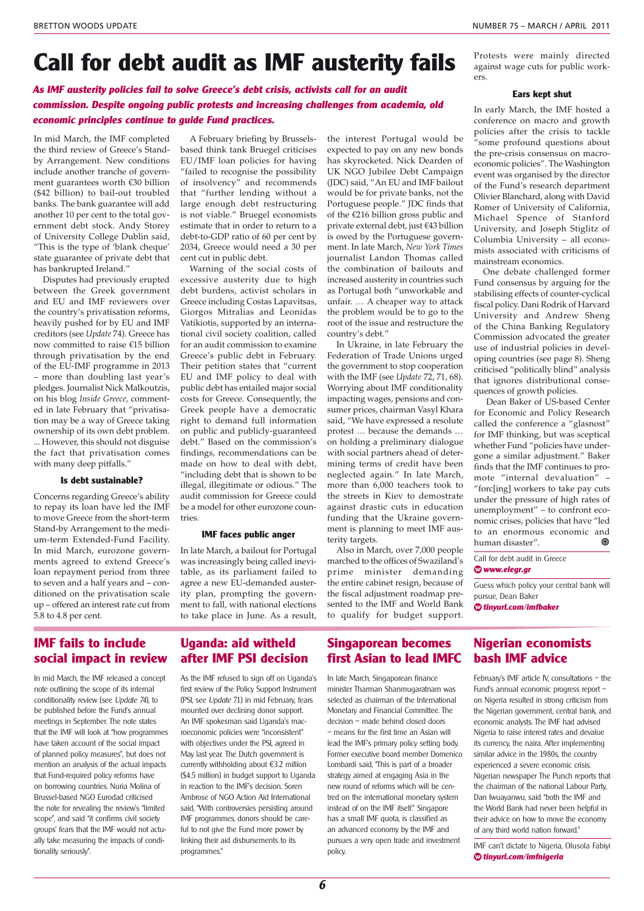# Call for debt audit as IMF austerity fails

***As IMF austerity policies fail to solve Greece's debt crisis, activists call for an audit commission. Despite ongoing public protests and increasing challenges from academia, old economic principles continue to guide Fund practices.***

In mid March, the IMF completed the third review of Greece's Stand-by Arrangement. New conditions include another tranche of government guarantees worth €30 billion ($42 billion) to bail-out troubled banks. The bank guarantee will add another 10 per cent to the total government debt stock. Andy Storey of University College Dublin said, "This is the type of 'blank cheque' state guarantee of private debt that has bankrupted Ireland."

Disputes had previously erupted between the Greek government and EU and IMF reviewers over the country's privatisation reforms, heavily pushed for by EU and IMF creditors (see *Update* 74). Greece has now committed to raise €15 billion through privatisation by the end of the EU-IMF programme in 2013 – more than doubling last year's pledges. Journalist Nick Malkoutzis, on his blog *Inside Greece*, commented in late February that "privatisation may be a way of Greece taking ownership of its own debt problem. ... However, this should not disguise the fact that privatisation comes with many deep pitfalls."

### Is debt sustainable?

Concerns regarding Greece's ability to repay its loan have led the IMF to move Greece from the short-term Stand-by Arrangement to the medium-term Extended-Fund Facility. In mid March, eurozone governments agreed to extend Greece's loan repayment period from three to seven and a half years and – conditioned on the privatisation scale up – offered an interest rate cut from 5.8 to 4.8 per cent.

A February briefing by Brussels-based think tank Bruegel criticises EU/IMF loan policies for having "failed to recognise the possibility of insolvency" and recommends that "further lending without a large enough debt restructuring is not viable." Bruegel economists estimate that in order to return to a debt-to-GDP ratio of 60 per cent by 2034, Greece would need a 30 per cent cut in public debt.

Warning of the social costs of excessive austerity due to high debt burdens, activist scholars in Greece including Costas Lapavitsas, Giorgos Mitralias and Leonidas Vatikiotis, supported by an international civil society coalition, called for an audit commission to examine Greece's public debt in February. Their petition states that "current EU and IMF policy to deal with public debt has entailed major social costs for Greece. Consequently, the Greek people have a democratic right to demand full information on public and publicly-guaranteed debt." Based on the commission's findings, recommendations can be made on how to deal with debt, "including debt that is shown to be illegal, illegitimate or odious." The audit commission for Greece could be a model for other eurozone countries.

### IMF faces public anger

In late March, a bailout for Portugal was increasingly being called inevitable, as its parliament failed to agree a new EU-demanded austerity plan, prompting the government to fall, with national elections to take place in June. As a result, the interest Portugal would be expected to pay on any new bonds has skyrocketed. Nick Dearden of UK NGO Jubilee Debt Campaign (JDC) said, "An EU and IMF bailout would be for private banks, not the Portuguese people." JDC finds that of the €216 billion gross public and private external debt, just €43 billion is owed by the Portuguese government. In late March, *New York Times* journalist Landon Thomas called the combination of bailouts and increased austerity in countries such as Portugal both "unworkable and unfair. … A cheaper way to attack the problem would be to go to the root of the issue and restructure the country's debt."

In Ukraine, in late February the Federation of Trade Unions urged the government to stop cooperation with the IMF (see *Update* 72, 71, 68). Worrying about IMF conditionality impacting wages, pensions and consumer prices, chairman Vasyl Khara said, "We have expressed a resolute protest … because the demands … on holding a preliminary dialogue with social partners ahead of determining terms of credit has been neglected again." In late March, more than 6,000 teachers took to the streets in Kiev to demonstrate against drastic cuts in education funding that the Ukraine government is planning to meet IMF austerity targets.

Also in March, over 7,000 people marched to the offices of Swaziland's prime minister demanding the entire cabinet resign, because of the fiscal adjustment roadmap presented to the IMF and World Bank to qualify for budget support. Protests were mainly directed against wage cuts for public workers.

### Ears kept shut

In early March, the IMF hosted a conference on macro and growth policies after the crisis to tackle "some profound questions about the pre-crisis consensus on macroeconomic policies". The Washington event was organised by the director of the Fund's research department Olivier Blanchard, along with David Romer of University of California, Michael Spence of Stanford University, and Joseph Stiglitz of Columbia University – all economists associated with criticisms of mainstream economics.

One debate challenged former Fund consensus by arguing for the stabilising effects of counter-cyclical fiscal policy. Dani Rodrik of Harvard University and Andrew Sheng of the China Banking Regulatory Commission advocated the greater use of industrial policies in developing countries (see page 8). Sheng criticised "politically blind" analysis that ignores distributional consequences of growth policies.

Dean Baker of US-based Center for Economic and Policy Research called the conference a "glasnost" for IMF thinking, but was sceptical whether Fund "policies have undergone a similar adjustment." Baker finds that the IMF continues to promote "internal devaluation" – "forc[ing] workers to take pay cuts under the pressure of high rates of unemployment" – to confront economic crises, policies that have "led to an enormous economic and human disaster".

Call for debt audit in Greece
**www.elegr.gr**

Guess which policy your central bank will pursue, Dean Baker
**tinyurl.com/imfbaker**

## IMF fails to include social impact in review

In mid March, the IMF released a concept note outlining the scope of its internal conditionality review (see *Update* 74), to be published before the Fund's annual meetings in September. The note states that the IMF will look at "how programmes have taken account of the social impact of planned policy measures", but does not mention an analysis of the actual impacts that Fund-required policy reforms have on borrowing countries. Nuria Molina of Brussel-based NGO Eurodad criticised the note for revealing the review's "limited scope", and said "it confirms civil society groups' fears that the IMF would not actually take measuring the impacts of conditionality seriously".

## Uganda: aid witheld after IMF PSI decision

As the IMF refused to sign off on Uganda's first review of the Policy Support Instrument (PSI, see *Update* 71) in mid February, fears mounted over declining donor support. An IMF spokesman said Uganda's macroeconomic policies were "inconsistent" with objectives under the PSI, agreed in May last year. The Dutch government is currently withholding about €3.2 million ($4.5 million) in budget support to Uganda in reaction to the IMF's decision. Soren Ambrose of NGO Action Aid International said, "With controversies persisting around IMF programmes, donors should be careful to not give the Fund more power by linking their aid disbursements to its programmes."

## Singaporean becomes first Asian to lead IMFC

In late March, Singaporean finance minister Tharman Shanmugaratnam was selected as chairman of the International Monetary and Financial Committee. The decision – made behind closed doors – means for the first time an Asian will lead the IMF's primary policy setting body. Former executive board member Domenico Lombardi said, "This is part of a broader strategy aimed at engaging Asia in the new round of reforms which will be centred on the international monetary system instead of on the IMF itself." Singapore has a small IMF quota, is classified as an advanced economy by the IMF and pursues a very open trade and investment policy.

## Nigerian economists bash IMF advice

February's IMF article IV, consultations – the Fund's annual economic progress report – on Nigeria resulted in strong criticism from the Nigerian government, central bank, and economic analysts. The IMF had advised Nigeria to raise interest rates and devalue its currency, the naira. After implementing similar advice in the 1980s, the country experienced a severe economic crisis. Nigerian newspaper The Punch reports that the chairman of the national Labour Party, Dan Iwuayanwu, said "both the IMF and the World Bank had never been helpful in their advice on how to move the economy of any third world nation forward."

IMF can't dictate to Nigeria, Olusola Fabiyi
**tinyurl.com/imfnigeria**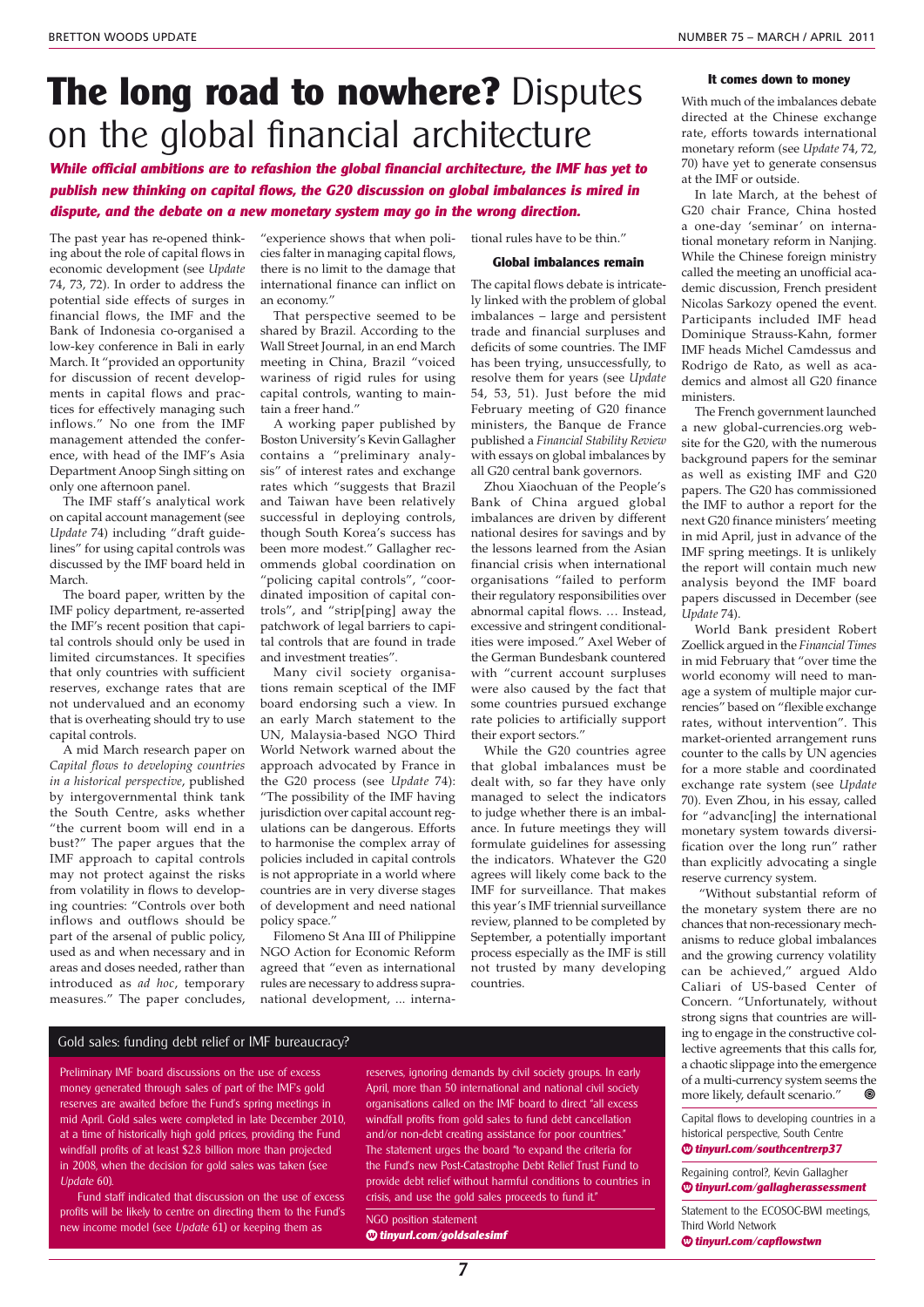# The long road to nowhere? Disputes on the global financial architecture

***While official ambitions are to refashion the global financial architecture, the IMF has yet to publish new thinking on capital flows, the G20 discussion on global imbalances is mired in dispute, and the debate on a new monetary system may go in the wrong direction.***

The past year has re-opened thinking about the role of capital flows in economic development (see *Update* 74, 73, 72). In order to address the potential side effects of surges in financial flows, the IMF and the Bank of Indonesia co-organised a low-key conference in Bali in early March. It "provided an opportunity for discussion of recent developments in capital flows and practices for effectively managing such inflows." No one from the IMF management attended the conference, with head of the IMF's Asia Department Anoop Singh sitting on only one afternoon panel.

The IMF staff's analytical work on capital account management (see *Update* 74) including "draft guidelines" for using capital controls was discussed by the IMF board held in March.

The board paper, written by the IMF policy department, re-asserted the IMF's recent position that capital controls should only be used in limited circumstances. It specifies that only countries with sufficient reserves, exchange rates that are not undervalued and an economy that is overheating should try to use capital controls.

A mid March research paper on *Capital flows to developing countries in a historical perspective*, published by intergovernmental think tank the South Centre, asks whether "the current boom will end in a bust?" The paper argues that the IMF approach to capital controls may not protect against the risks from volatility in flows to developing countries: "Controls over both inflows and outflows should be part of the arsenal of public policy, used as and when necessary and in areas and doses needed, rather than introduced as *ad hoc*, temporary measures." The paper concludes, "experience shows that when policies falter in managing capital flows, there is no limit to the damage that international finance can inflict on an economy."

That perspective seemed to be shared by Brazil. According to the Wall Street Journal, in an end March meeting in China, Brazil "voiced wariness of rigid rules for using capital controls, wanting to maintain a freer hand."

A working paper published by Boston University's Kevin Gallagher contains a "preliminary analysis" of interest rates and exchange rates which "suggests that Brazil and Taiwan have been relatively successful in deploying controls, though South Korea's success has been more modest." Gallagher recommends global coordination on "policing capital controls", "coordinated imposition of capital controls", and "strip[ping] away the patchwork of legal barriers to capital controls that are found in trade and investment treaties".

Many civil society organisations remain sceptical of the IMF board endorsing such a view. In an early March statement to the UN, Malaysia-based NGO Third World Network warned about the approach advocated by France in the G20 process (see *Update* 74): "The possibility of the IMF having jurisdiction over capital account regulations can be dangerous. Efforts to harmonise the complex array of policies included in capital controls is not appropriate in a world where countries are in very diverse stages of development and need national policy space."

Filomeno St Ana III of Philippine NGO Action for Economic Reform agreed that "even as international rules are necessary to address supranational development, ... international rules have to be thin."

### Global imbalances remain

The capital flows debate is intricately linked with the problem of global imbalances – large and persistent trade and financial surpluses and deficits of some countries. The IMF has been trying, unsuccessfully, to resolve them for years (see *Update* 54, 53, 51). Just before the mid February meeting of G20 finance ministers, the Banque de France published a *Financial Stability Review* with essays on global imbalances by all G20 central bank governors.

Zhou Xiaochuan of the People's Bank of China argued global imbalances are driven by different national desires for savings and by the lessons learned from the Asian financial crisis when international organisations "failed to perform their regulatory responsibilities over abnormal capital flows. … Instead, excessive and stringent conditionalities were imposed." Axel Weber of the German Bundesbank countered with "current account surpluses were also caused by the fact that some countries pursued exchange rate policies to artificially support their export sectors."

While the G20 countries agree that global imbalances must be dealt with, so far they have only managed to select the indicators to judge whether there is an imbalance. In future meetings they will formulate guidelines for assessing the indicators. Whatever the G20 agrees will likely come back to the IMF for surveillance. That makes this year's IMF triennial surveillance review, planned to be completed by September, a potentially important process especially as the IMF is still not trusted by many developing countries.

### It comes down to money

With much of the imbalances debate directed at the Chinese exchange rate, efforts towards international monetary reform (see *Update* 74, 72, 70) have yet to generate consensus at the IMF or outside.

In late March, at the behest of G20 chair France, China hosted a one-day 'seminar' on international monetary reform in Nanjing. While the Chinese foreign ministry called the meeting an unofficial academic discussion, French president Nicolas Sarkozy opened the event. Participants included IMF head Dominique Strauss-Kahn, former IMF heads Michel Camdessus and Rodrigo de Rato, as well as academics and almost all G20 finance ministers.

The French government launched a new global-currencies.org website for the G20, with the numerous background papers for the seminar as well as existing IMF and G20 papers. The G20 has commissioned the IMF to author a report for the next G20 finance ministers' meeting in mid April, just in advance of the IMF spring meetings. It is unlikely the report will contain much new analysis beyond the IMF board papers discussed in December (see *Update* 74).

World Bank president Robert Zoellick argued in the *Financial Times* in mid February that "over time the world economy will need to manage a system of multiple major currencies" based on "flexible exchange rates, without intervention". This market-oriented arrangement runs counter to the calls by UN agencies for a more stable and coordinated exchange rate system (see *Update* 70). Even Zhou, in his essay, called for "advanc[ing] the international monetary system towards diversification over the long run" rather than explicitly advocating a single reserve currency system.

"Without substantial reform of the monetary system there are no chances that non-recessionary mechanisms to reduce global imbalances and the growing currency volatility can be achieved," argued Aldo Caliari of US-based Center of Concern. "Unfortunately, without strong signs that countries are willing to engage in the constructive collective agreements that this calls for, a chaotic slippage into the emergence of a multi-currency system seems the more likely, default scenario."

Capital flows to developing countries in a historical perspective, South Centre
***tinyurl.com/southcentrerp37***

Regaining control?, Kevin Gallagher
***tinyurl.com/gallagherassessment***

Statement to the ECOSOC-BWI meetings, Third World Network
***tinyurl.com/capflowstwn***

## Gold sales: funding debt relief or IMF bureaucracy?

Preliminary IMF board discussions on the use of excess money generated through sales of part of the IMF's gold reserves are awaited before the Fund's spring meetings in mid April. Gold sales were completed in late December 2010, at a time of historically high gold prices, providing the Fund windfall profits of at least $2.8 billion more than projected in 2008, when the decision for gold sales was taken (see *Update* 60).

Fund staff indicated that discussion on the use of excess profits will be likely to centre on directing them to the Fund's new income model (see *Update* 61) or keeping them as reserves, ignoring demands by civil society groups. In early April, more than 50 international and national civil society organisations called on the IMF board to direct "all excess windfall profits from gold sales to fund debt cancellation and/or non-debt creating assistance for poor countries." The statement urges the board "to expand the criteria for the Fund's new Post-Catastrophe Debt Relief Trust Fund to provide debt relief without harmful conditions to countries in crisis, and use the gold sales proceeds to fund it."

NGO position statement
***tinyurl.com/goldsalesimf***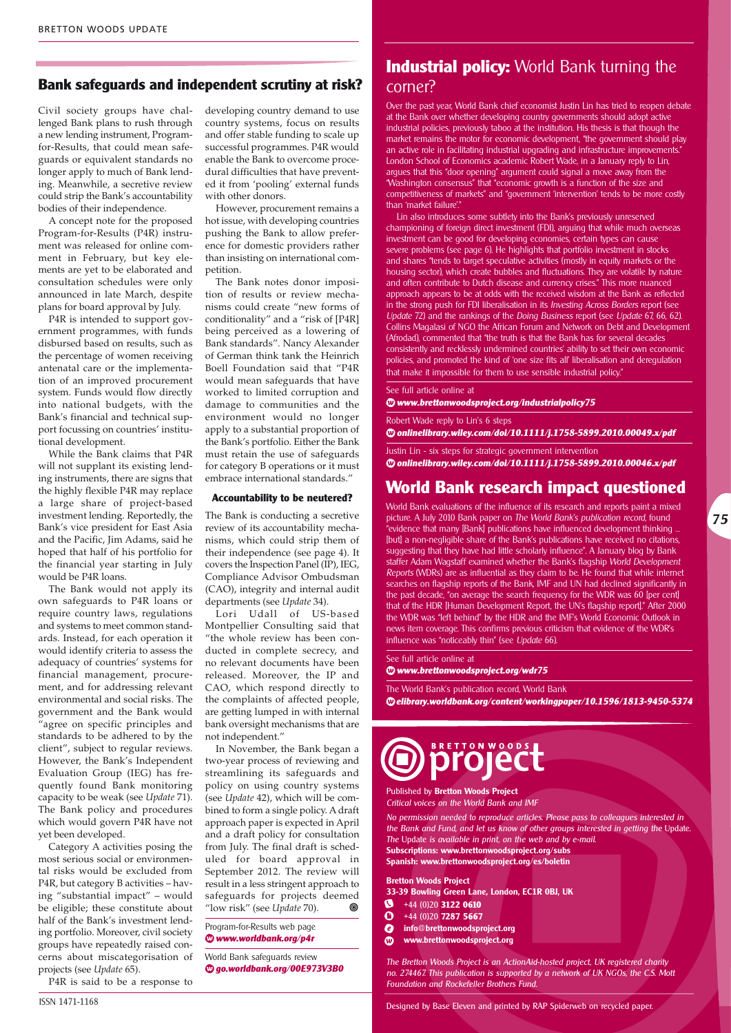## Bank safeguards and independent scrutiny at risk?

Civil society groups have challenged Bank plans to rush through a new lending instrument, Program-for-Results, that could mean safeguards or equivalent standards no longer apply to much of Bank lending. Meanwhile, a secretive review could strip the Bank's accountability bodies of their independence.

A concept note for the proposed Program-for-Results (P4R) instrument was released for online comment in February, but key elements are yet to be elaborated and consultation schedules were only announced in late March, despite plans for board approval by July.

P4R is intended to support government programmes, with funds disbursed based on results, such as the percentage of women receiving antenatal care or the implementation of an improved procurement system. Funds would flow directly into national budgets, with the Bank's financial and technical support focussing on countries' institutional development.

While the Bank claims that P4R will not supplant its existing lending instruments, there are signs that the highly flexible P4R may replace a large share of project-based investment lending. Reportedly, the Bank's vice president for East Asia and the Pacific, Jim Adams, said he hoped that half of his portfolio for the financial year starting in July would be P4R loans.

The Bank would not apply its own safeguards to P4R loans or require country laws, regulations and systems to meet common standards. Instead, for each operation it would identify criteria to assess the adequacy of countries' systems for financial management, procurement, and for addressing relevant environmental and social risks. The government and the Bank would "agree on specific principles and standards to be adhered to by the client", subject to regular reviews. However, the Bank's Independent Evaluation Group (IEG) has frequently found Bank monitoring capacity to be weak (see *Update* 71). The Bank policy and procedures which would govern P4R have not yet been developed.

Category A activities posing the most serious social or environmental risks would be excluded from P4R, but category B activities – having "substantial impact" – would be eligible; these constitute about half of the Bank's investment lending portfolio. Moreover, civil society groups have repeatedly raised concerns about miscategorisation of projects (see *Update* 65).

P4R is said to be a response to developing country demand to use country systems, focus on results and offer stable funding to scale up successful programmes. P4R would enable the Bank to overcome procedural difficulties that have prevented it from 'pooling' external funds with other donors.

However, procurement remains a hot issue, with developing countries pushing the Bank to allow preference for domestic providers rather than insisting on international competition.

The Bank notes donor imposition of results or review mechanisms could create "new forms of conditionality" and a "risk of [P4R] being perceived as a lowering of Bank standards". Nancy Alexander of German think tank the Heinrich Boell Foundation said that "P4R would mean safeguards that have worked to limited corruption and damage to communities and the environment would no longer apply to a substantial proportion of the Bank's portfolio. Either the Bank must retain the use of safeguards for category B operations or it must embrace international standards."

### Accountability to be neutered?

The Bank is conducting a secretive review of its accountability mechanisms, which could strip them of their independence (see page 4). It covers the Inspection Panel (IP), IEG, Compliance Advisor Ombudsman (CAO), integrity and internal audit departments (see *Update* 34).

Lori Udall of US-based Montpellier Consulting said that "the whole review has been conducted in complete secrecy, and no relevant documents have been released. Moreover, the IP and CAO, which respond directly to the complaints of affected people, are getting lumped in with internal bank oversight mechanisms that are not independent."

In November, the Bank began a two-year process of reviewing and streamlining its safeguards and policy on using country systems (see *Update* 42), which will be combined to form a single policy. A draft approach paper is expected in April and a draft policy for consultation from July. The final draft is scheduled for board approval in September 2012. The review will result in a less stringent approach to safeguards for projects deemed "low risk" (see *Update* 70).

Program-for-Results web page
***www.worldbank.org/p4r***

World Bank safeguards review
***go.worldbank.org/00E973V3B0***

## Industrial policy: World Bank turning the corner?

Over the past year, World Bank chief economist Justin Lin has tried to reopen debate at the Bank over whether developing country governments should adopt active industrial policies, previously taboo at the institution. His thesis is that though the market remains the motor for economic development, "the government should play an active role in facilitating industrial upgrading and infrastructure improvements." London School of Economics academic Robert Wade, in a January reply to Lin, argues that this "door opening" argument could signal a move away from the "Washington consensus" that "economic growth is a function of the size and competitiveness of markets" and "government 'intervention' tends to be more costly than 'market failure'."

Lin also introduces some subtlety into the Bank's previously unreserved championing of foreign direct investment (FDI), arguing that while much overseas investment can be good for developing economies, certain types can cause severe problems (see page 6). He highlights that portfolio investment in stocks and shares "tends to target speculative activities (mostly in equity markets or the housing sector), which create bubbles and fluctuations. They are volatile by nature and often contribute to Dutch disease and currency crises." This more nuanced approach appears to be at odds with the received wisdom at the Bank as reflected in the strong push for FDI liberalisation in its *Investing Across Borders* report (see *Update* 72) and the rankings of the *Doing Business* report (see *Update* 67, 66, 62). Collins Magalasi of NGO the African Forum and Network on Debt and Development (Afrodad), commented that "the truth is that the Bank has for several decades consistently and recklessly undermined countries' ability to set their own economic policies, and promoted the kind of 'one size fits all' liberalisation and deregulation that make it impossible for them to use sensible industrial policy."

See full article online at
***www.brettonwoodsproject.org/industrialpolicy75***

Robert Wade reply to Lin's 6 steps
***onlinelibrary.wiley.com/doi/10.1111/j.1758-5899.2010.00049.x/pdf***

Justin Lin - six steps for strategic government intervention
***onlinelibrary.wiley.com/doi/10.1111/j.1758-5899.2010.00046.x/pdf***

## World Bank research impact questioned

World Bank evaluations of the influence of its research and reports paint a mixed picture. A July 2010 Bank paper on *The World Bank's publication record*, found "evidence that many [Bank] publications have influenced development thinking ... [but] a non-negligible share of the Bank's publications have received no citations, suggesting that they have had little scholarly influence". A January blog by Bank staffer Adam Wagstaff examined whether the Bank's flagship *World Development Reports* (WDRs) are as influential as they claim to be. He found that while internet searches on flagship reports of the Bank, IMF and UN had declined significantly in the past decade, "on average the search frequency for the WDR was 60 [per cent] that of the HDR [Human Development Report, the UN's flagship report]." After 2000 the WDR was "left behind" by the HDR and the IMF's World Economic Outlook in news item coverage. This confirms previous criticism that evidence of the WDR's influence was "noticeably thin" (see *Update* 66).

See full article online at
***www.brettonwoodsproject.org/wdr75***

The World Bank's publication record, World Bank
***elibrary.worldbank.org/content/workingpaper/10.1596/1813-9450-5374***

**Bretton Woods project**

Published by **Bretton Woods Project**
*Critical voices on the World Bank and IMF*

*No permission needed to reproduce articles. Please pass to colleagues interested in the Bank and Fund, and let us know of other groups interested in getting the* Update. *The* Update *is available in print, on the web and by e-mail.*
**Subscriptions: www.brettonwoodsproject.org/subs**
**Spanish: www.brettonwoodsproject.org/es/boletin**

**Bretton Woods Project**
**33-39 Bowling Green Lane, London, EC1R 0BJ, UK**
+44 (0)20 **3122 0610**
+44 (0)20 **7287 5667**
**info@brettonwoodsproject.org**
**www.brettonwoodsproject.org**

*The Bretton Woods Project is an ActionAid-hosted project, UK registered charity no. 274467. This publication is supported by a network of UK NGOs, the C.S. Mott Foundation and Rockefeller Brothers Fund.*

ISSN 1471-1168

Designed by Base Eleven and printed by RAP Spiderweb on recycled paper.